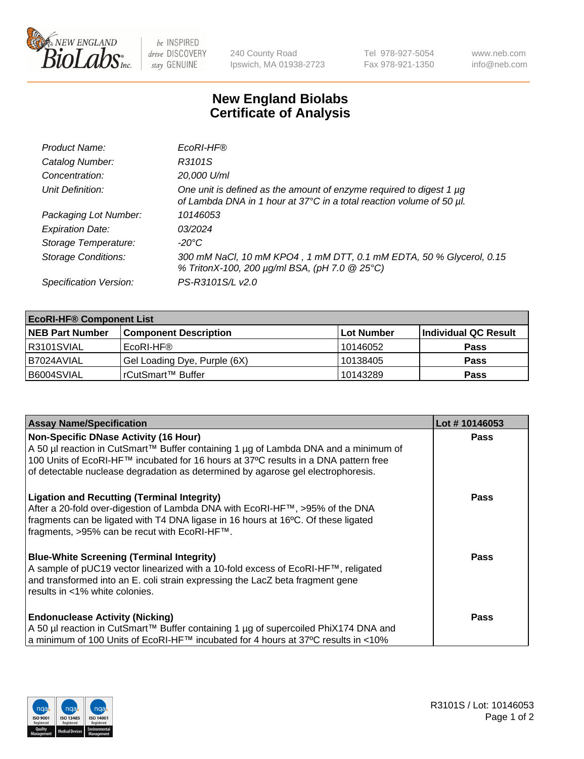New England BioLabs Inc. — be INSPIRED drive DISCOVERY stay GENUINE

240 County Road
Ipswich, MA 01938-2723

Tel 978-927-5054
Fax 978-921-1350

www.neb.com
info@neb.com

# New England Biolabs Certificate of Analysis

| | |
|---|---|
| *Product Name:* | *EcoRI-HF®* |
| *Catalog Number:* | *R3101S* |
| *Concentration:* | *20,000 U/ml* |
| *Unit Definition:* | *One unit is defined as the amount of enzyme required to digest 1 µg of Lambda DNA in 1 hour at 37°C in a total reaction volume of 50 µl.* |
| *Packaging Lot Number:* | *10146053* |
| *Expiration Date:* | *03/2024* |
| *Storage Temperature:* | *-20°C* |
| *Storage Conditions:* | *300 mM NaCl, 10 mM KPO4 , 1 mM DTT, 0.1 mM EDTA, 50 % Glycerol, 0.15 % TritonX-100, 200 µg/ml BSA, (pH 7.0 @ 25°C)* |
| *Specification Version:* | *PS-R3101S/L v2.0* |

**EcoRI-HF® Component List**

| NEB Part Number | Component Description | Lot Number | Individual QC Result |
|---|---|---|---|
| R3101SVIAL | EcoRI-HF® | 10146052 | **Pass** |
| B7024AVIAL | Gel Loading Dye, Purple (6X) | 10138405 | **Pass** |
| B6004SVIAL | rCutSmart™ Buffer | 10143289 | **Pass** |

| Assay Name/Specification | Lot # 10146053 |
|---|---|
| **Non-Specific DNase Activity (16 Hour)**<br>A 50 µl reaction in CutSmart™ Buffer containing 1 µg of Lambda DNA and a minimum of 100 Units of EcoRI-HF™ incubated for 16 hours at 37ºC results in a DNA pattern free of detectable nuclease degradation as determined by agarose gel electrophoresis. | **Pass** |
| **Ligation and Recutting (Terminal Integrity)**<br>After a 20-fold over-digestion of Lambda DNA with EcoRI-HF™, >95% of the DNA fragments can be ligated with T4 DNA ligase in 16 hours at 16ºC. Of these ligated fragments, >95% can be recut with EcoRI-HF™. | **Pass** |
| **Blue-White Screening (Terminal Integrity)**<br>A sample of pUC19 vector linearized with a 10-fold excess of EcoRI-HF™, religated and transformed into an E. coli strain expressing the LacZ beta fragment gene results in <1% white colonies. | **Pass** |
| **Endonuclease Activity (Nicking)**<br>A 50 µl reaction in CutSmart™ Buffer containing 1 µg of supercoiled PhiX174 DNA and a minimum of 100 Units of EcoRI-HF™ incubated for 4 hours at 37ºC results in <10% | **Pass** |

R3101S / Lot: 10146053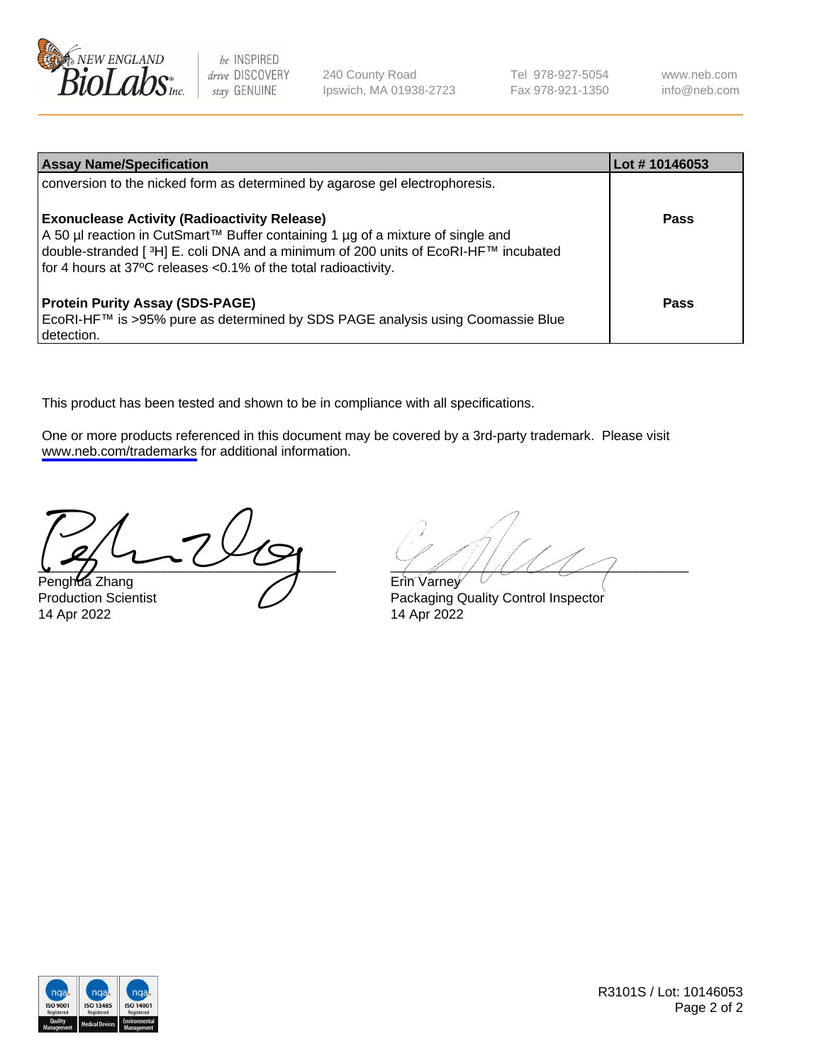| Assay Name/Specification | Lot # 10146053 |
|---|---|
| conversion to the nicked form as determined by agarose gel electrophoresis. | |
| **Exonuclease Activity (Radioactivity Release)**<br>A 50 µl reaction in CutSmart™ Buffer containing 1 µg of a mixture of single and double-stranded [ $^3$H] E. coli DNA and a minimum of 200 units of EcoRI-HF™ incubated for 4 hours at 37ºC releases <0.1% of the total radioactivity. | Pass |
| **Protein Purity Assay (SDS-PAGE)**<br>EcoRI-HF™ is >95% pure as determined by SDS PAGE analysis using Coomassie Blue detection. | Pass |

This product has been tested and shown to be in compliance with all specifications.

One or more products referenced in this document may be covered by a 3rd-party trademark. Please visit www.neb.com/trademarks for additional information.

Penghua Zhang
Production Scientist
14 Apr 2022

Erin Varney
Packaging Quality Control Inspector
14 Apr 2022

R3101S / Lot: 10146053